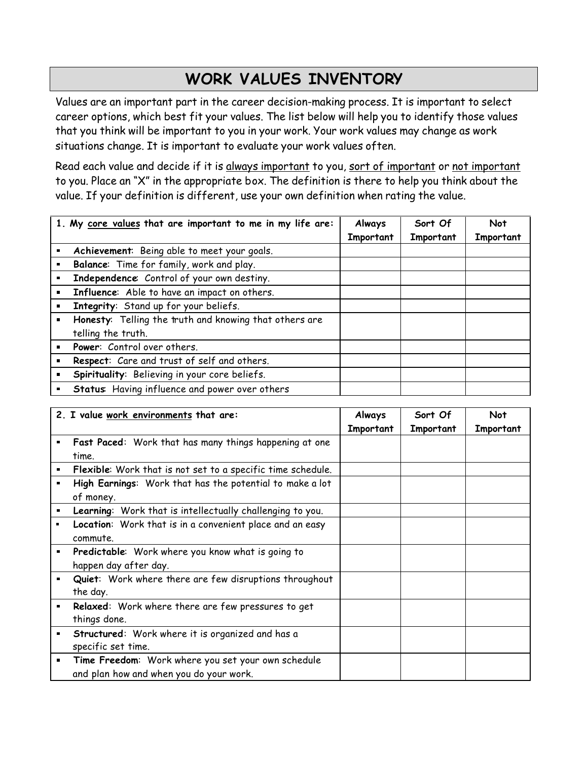# WORK VALUES INVENTORY

Values are an important part in the career decision-making process. It is important to select career options, which best fit your values. The list below will help you to identify those values that you think will be important to you in your work. Your work values may change as work situations change. It is important to evaluate your work values often.

Read each value and decide if it is <u>always important</u> to you, <u>sort of important</u> or <u>not important</u> to you. Place an "X" in the appropriate box. The definition is there to help you think about the value. If your definition is different, use your own definition when rating the value.

| 1. My <u>core values</u> that are important to me in my life are: | Always Important | Sort Of Important | Not Important |
|---|---|---|---|
| ▪ **Achievement**: Being able to meet your goals. | | | |
| ▪ **Balance**: Time for family, work and play. | | | |
| ▪ **Independence**: Control of your own destiny. | | | |
| ▪ **Influence**: Able to have an impact on others. | | | |
| ▪ **Integrity**: Stand up for your beliefs. | | | |
| ▪ **Honesty**: Telling the truth and knowing that others are telling the truth. | | | |
| ▪ **Power**: Control over others. | | | |
| ▪ **Respect**: Care and trust of self and others. | | | |
| ▪ **Spirituality**: Believing in your core beliefs. | | | |
| ▪ **Status**: Having influence and power over others | | | |

| 2. I value <u>work environments</u> that are: | Always Important | Sort Of Important | Not Important |
|---|---|---|---|
| ▪ **Fast Paced**: Work that has many things happening at one time. | | | |
| ▪ **Flexible**: Work that is not set to a specific time schedule. | | | |
| ▪ **High Earnings**: Work that has the potential to make a lot of money. | | | |
| ▪ **Learning**: Work that is intellectually challenging to you. | | | |
| ▪ **Location**: Work that is in a convenient place and an easy commute. | | | |
| ▪ **Predictable**: Work where you know what is going to happen day after day. | | | |
| ▪ **Quiet**: Work where there are few disruptions throughout the day. | | | |
| ▪ **Relaxed**: Work where there are few pressures to get things done. | | | |
| ▪ **Structured**: Work where it is organized and has a specific set time. | | | |
| ▪ **Time Freedom**: Work where you set your own schedule and plan how and when you do your work. | | | |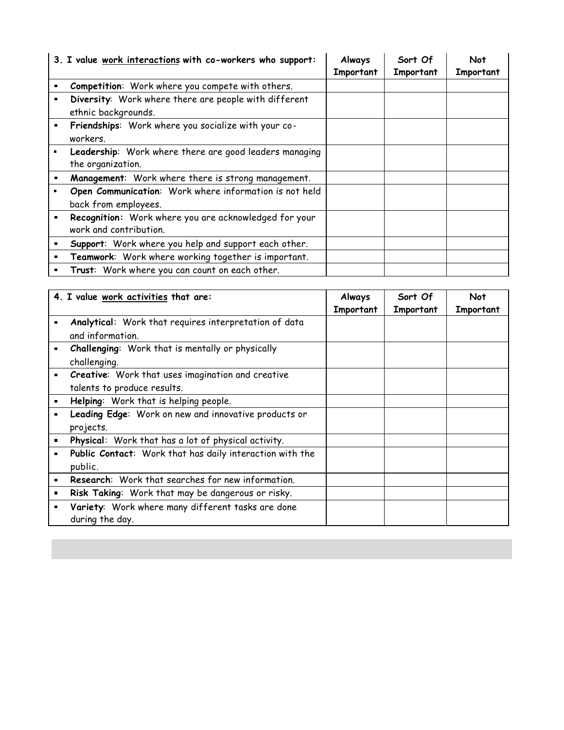| 3. I value <u>work interactions</u> with co-workers who support: | Always Important | Sort Of Important | Not Important |
|---|---|---|---|
| ▪ **Competition**: Work where you compete with others. | | | |
| ▪ **Diversity**: Work where there are people with different ethnic backgrounds. | | | |
| ▪ **Friendships**: Work where you socialize with your co-workers. | | | |
| ▪ **Leadership**: Work where there are good leaders managing the organization. | | | |
| ▪ **Management**: Work where there is strong management. | | | |
| ▪ **Open Communication**: Work where information is not held back from employees. | | | |
| ▪ **Recognition:** Work where you are acknowledged for your work and contribution. | | | |
| ▪ **Support**: Work where you help and support each other. | | | |
| ▪ **Teamwork**: Work where working together is important. | | | |
| ▪ **Trust**: Work where you can count on each other. | | | |

| 4. I value <u>work activities</u> that are: | Always Important | Sort Of Important | Not Important |
|---|---|---|---|
| ▪ **Analytical**: Work that requires interpretation of data and information. | | | |
| ▪ **Challenging**: Work that is mentally or physically challenging. | | | |
| ▪ **Creative**: Work that uses imagination and creative talents to produce results. | | | |
| ▪ **Helping**: Work that is helping people. | | | |
| ▪ **Leading Edge**: Work on new and innovative products or projects. | | | |
| ▪ **Physical**: Work that has a lot of physical activity. | | | |
| ▪ **Public Contact**: Work that has daily interaction with the public. | | | |
| ▪ **Research**: Work that searches for new information. | | | |
| ▪ **Risk Taking**: Work that may be dangerous or risky. | | | |
| ▪ **Variety**: Work where many different tasks are done during the day. | | | |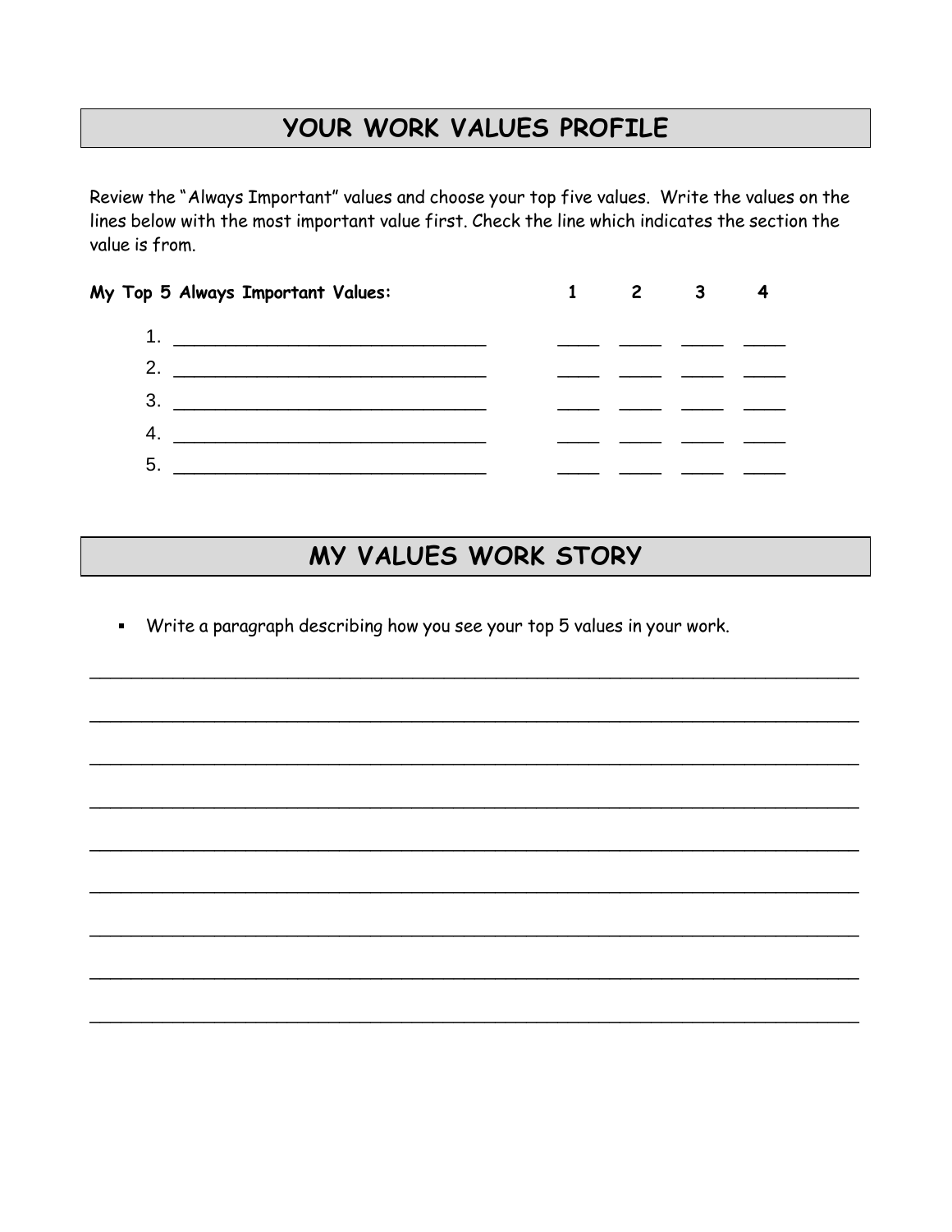# YOUR WORK VALUES PROFILE

Review the "Always Important" values and choose your top five values. Write the values on the lines below with the most important value first. Check the line which indicates the section the value is from.

| My Top 5 Always Important Values: | 1 | 2 | 3 | 4 |
|---|---|---|---|---|
| 1. ______________________________ | ____ | ____ | ____ | ____ |
| 2. ______________________________ | ____ | ____ | ____ | ____ |
| 3. ______________________________ | ____ | ____ | ____ | ____ |
| 4. ______________________________ | ____ | ____ | ____ | ____ |
| 5. ______________________________ | ____ | ____ | ____ | ____ |

# MY VALUES WORK STORY

- Write a paragraph describing how you see your top 5 values in your work.

____________________________________________________________________________

____________________________________________________________________________

____________________________________________________________________________

____________________________________________________________________________

____________________________________________________________________________

____________________________________________________________________________

____________________________________________________________________________

____________________________________________________________________________

____________________________________________________________________________